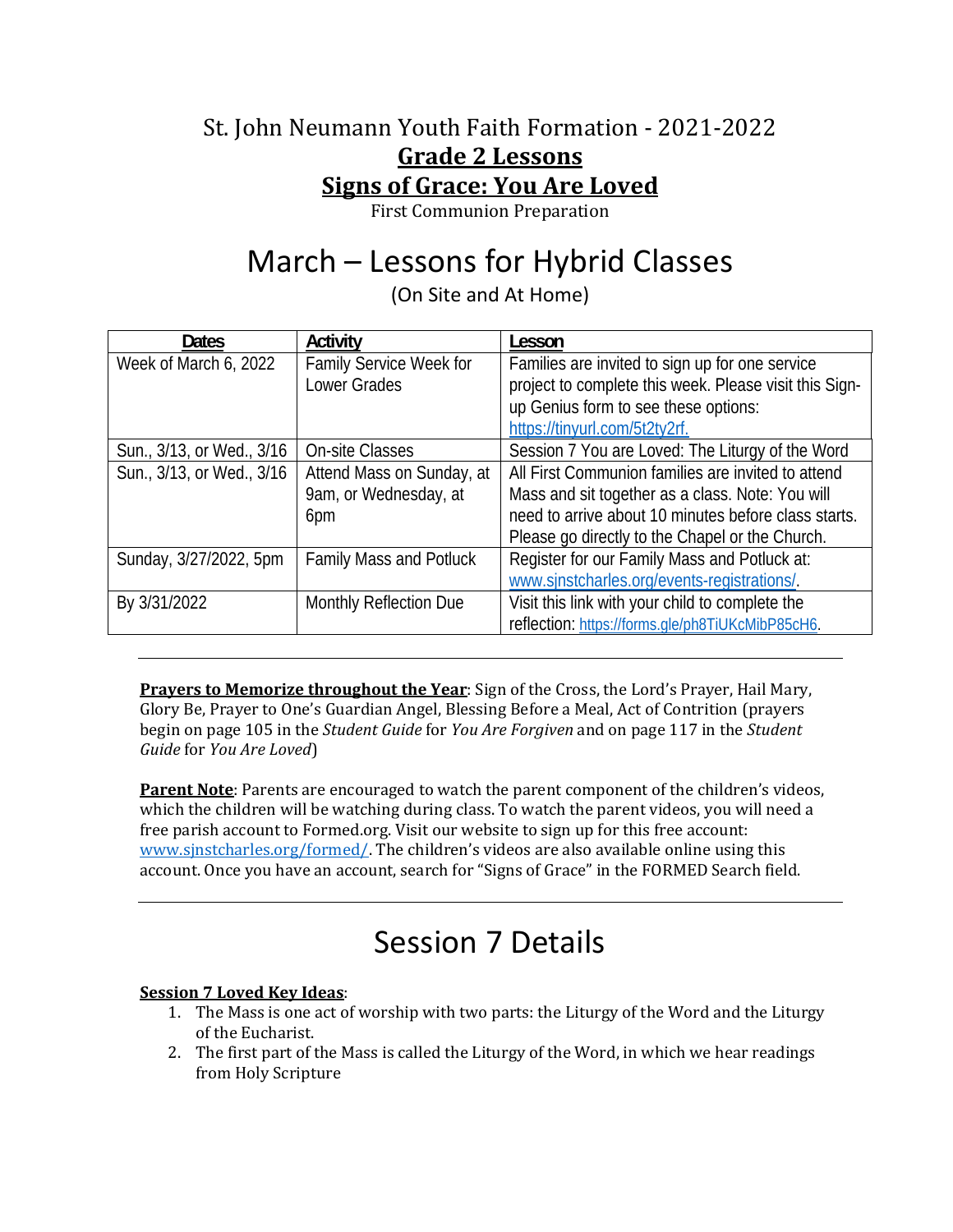# St. John Neumann Youth Faith Formation - 2021-2022

## Grade 2 Lessons

## Signs of Grace: You Are Loved

First Communion Preparation

# March – Lessons for Hybrid Classes

(On Site and At Home)

| Dates | Activity | Lesson |
|---|---|---|
| Week of March 6, 2022 | Family Service Week for Lower Grades | Families are invited to sign up for one service project to complete this week. Please visit this Sign-up Genius form to see these options: https://tinyurl.com/5t2ty2rf. |
| Sun., 3/13, or Wed., 3/16 | On-site Classes | Session 7 You are Loved: The Liturgy of the Word |
| Sun., 3/13, or Wed., 3/16 | Attend Mass on Sunday, at 9am, or Wednesday, at 6pm | All First Communion families are invited to attend Mass and sit together as a class. Note: You will need to arrive about 10 minutes before class starts. Please go directly to the Chapel or the Church. |
| Sunday, 3/27/2022, 5pm | Family Mass and Potluck | Register for our Family Mass and Potluck at: www.sjnstcharles.org/events-registrations/. |
| By 3/31/2022 | Monthly Reflection Due | Visit this link with your child to complete the reflection: https://forms.gle/ph8TiUKcMibP85cH6. |

---

**Prayers to Memorize throughout the Year**: Sign of the Cross, the Lord's Prayer, Hail Mary, Glory Be, Prayer to One's Guardian Angel, Blessing Before a Meal, Act of Contrition (prayers begin on page 105 in the *Student Guide* for *You Are Forgiven* and on page 117 in the *Student Guide* for *You Are Loved*)

**Parent Note**: Parents are encouraged to watch the parent component of the children's videos, which the children will be watching during class. To watch the parent videos, you will need a free parish account to Formed.org. Visit our website to sign up for this free account: www.sjnstcharles.org/formed/. The children's videos are also available online using this account. Once you have an account, search for "Signs of Grace" in the FORMED Search field.

---

# Session 7 Details

**Session 7 Loved Key Ideas**:

1. The Mass is one act of worship with two parts: the Liturgy of the Word and the Liturgy of the Eucharist.
2. The first part of the Mass is called the Liturgy of the Word, in which we hear readings from Holy Scripture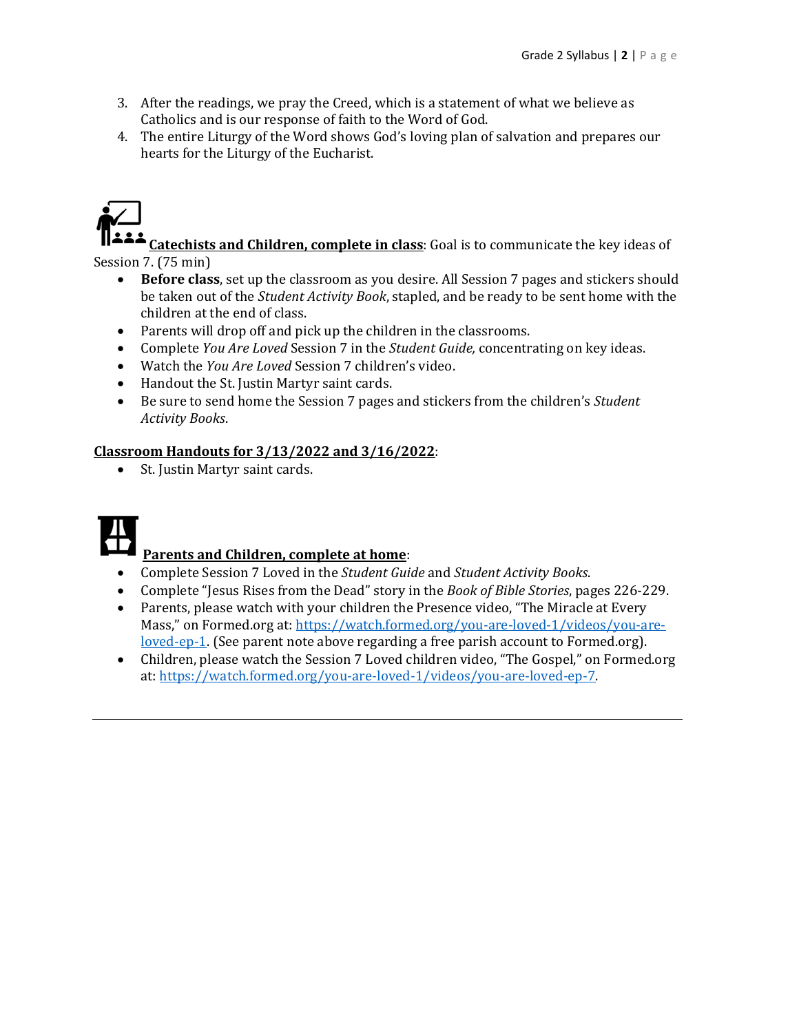3. After the readings, we pray the Creed, which is a statement of what we believe as Catholics and is our response of faith to the Word of God.
4. The entire Liturgy of the Word shows God's loving plan of salvation and prepares our hearts for the Liturgy of the Eucharist.

**Catechists and Children, complete in class**: Goal is to communicate the key ideas of Session 7. (75 min)

- **Before class**, set up the classroom as you desire. All Session 7 pages and stickers should be taken out of the *Student Activity Book*, stapled, and be ready to be sent home with the children at the end of class.
- Parents will drop off and pick up the children in the classrooms.
- Complete *You Are Loved* Session 7 in the *Student Guide,* concentrating on key ideas.
- Watch the *You Are Loved* Session 7 children's video.
- Handout the St. Justin Martyr saint cards.
- Be sure to send home the Session 7 pages and stickers from the children's *Student Activity Books*.

**Classroom Handouts for 3/13/2022 and 3/16/2022**:

- St. Justin Martyr saint cards.

**Parents and Children, complete at home**:

- Complete Session 7 Loved in the *Student Guide* and *Student Activity Books*.
- Complete "Jesus Rises from the Dead" story in the *Book of Bible Stories*, pages 226-229.
- Parents, please watch with your children the Presence video, "The Miracle at Every Mass," on Formed.org at: https://watch.formed.org/you-are-loved-1/videos/you-are-loved-ep-1. (See parent note above regarding a free parish account to Formed.org).
- Children, please watch the Session 7 Loved children video, "The Gospel," on Formed.org at: https://watch.formed.org/you-are-loved-1/videos/you-are-loved-ep-7.